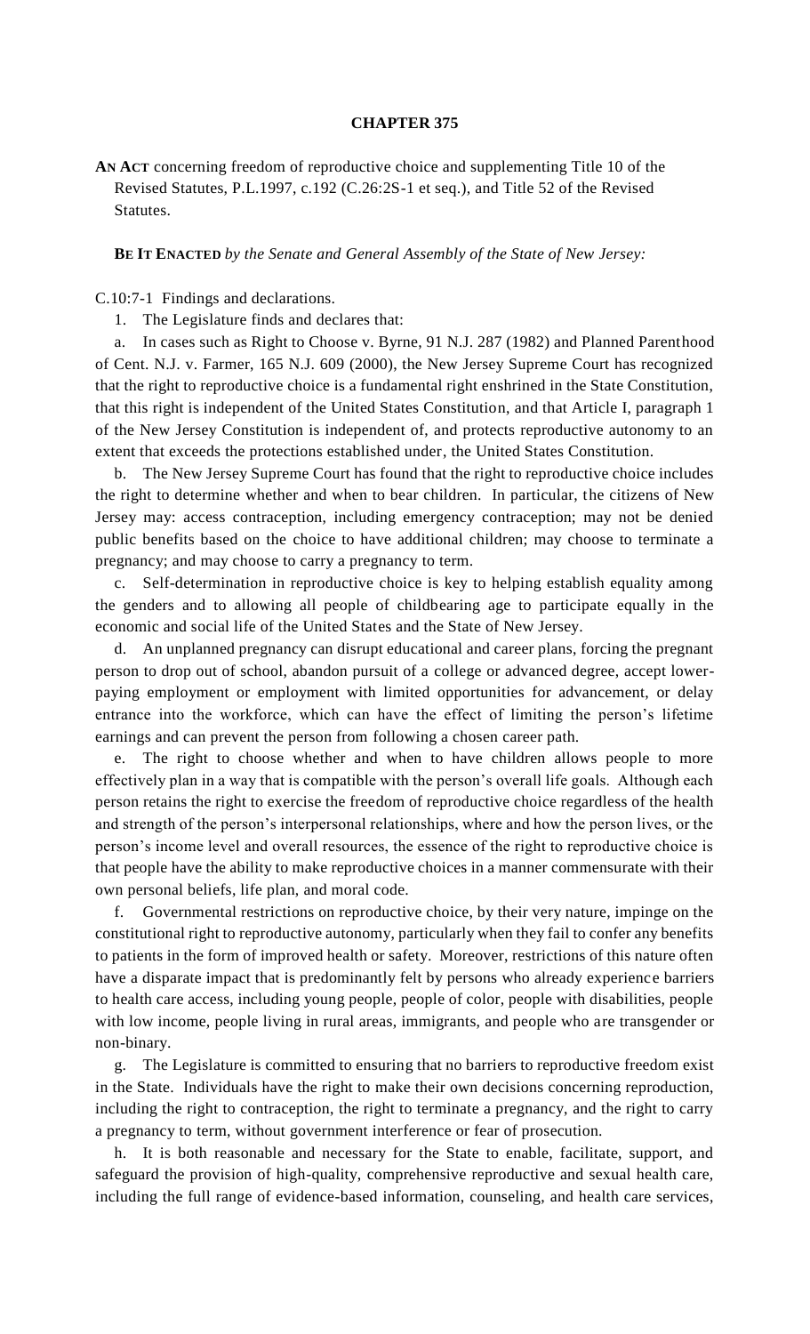# CHAPTER 375

**AN ACT** concerning freedom of reproductive choice and supplementing Title 10 of the Revised Statutes, P.L.1997, c.192 (C.26:2S-1 et seq.), and Title 52 of the Revised Statutes.

**BE IT ENACTED** *by the Senate and General Assembly of the State of New Jersey:*

C.10:7-1 Findings and declarations.

1. The Legislature finds and declares that:

a. In cases such as Right to Choose v. Byrne, 91 N.J. 287 (1982) and Planned Parenthood of Cent. N.J. v. Farmer, 165 N.J. 609 (2000), the New Jersey Supreme Court has recognized that the right to reproductive choice is a fundamental right enshrined in the State Constitution, that this right is independent of the United States Constitution, and that Article I, paragraph 1 of the New Jersey Constitution is independent of, and protects reproductive autonomy to an extent that exceeds the protections established under, the United States Constitution.

b. The New Jersey Supreme Court has found that the right to reproductive choice includes the right to determine whether and when to bear children. In particular, the citizens of New Jersey may: access contraception, including emergency contraception; may not be denied public benefits based on the choice to have additional children; may choose to terminate a pregnancy; and may choose to carry a pregnancy to term.

c. Self-determination in reproductive choice is key to helping establish equality among the genders and to allowing all people of childbearing age to participate equally in the economic and social life of the United States and the State of New Jersey.

d. An unplanned pregnancy can disrupt educational and career plans, forcing the pregnant person to drop out of school, abandon pursuit of a college or advanced degree, accept lower-paying employment or employment with limited opportunities for advancement, or delay entrance into the workforce, which can have the effect of limiting the person's lifetime earnings and can prevent the person from following a chosen career path.

e. The right to choose whether and when to have children allows people to more effectively plan in a way that is compatible with the person's overall life goals. Although each person retains the right to exercise the freedom of reproductive choice regardless of the health and strength of the person's interpersonal relationships, where and how the person lives, or the person's income level and overall resources, the essence of the right to reproductive choice is that people have the ability to make reproductive choices in a manner commensurate with their own personal beliefs, life plan, and moral code.

f. Governmental restrictions on reproductive choice, by their very nature, impinge on the constitutional right to reproductive autonomy, particularly when they fail to confer any benefits to patients in the form of improved health or safety. Moreover, restrictions of this nature often have a disparate impact that is predominantly felt by persons who already experience barriers to health care access, including young people, people of color, people with disabilities, people with low income, people living in rural areas, immigrants, and people who are transgender or non-binary.

g. The Legislature is committed to ensuring that no barriers to reproductive freedom exist in the State. Individuals have the right to make their own decisions concerning reproduction, including the right to contraception, the right to terminate a pregnancy, and the right to carry a pregnancy to term, without government interference or fear of prosecution.

h. It is both reasonable and necessary for the State to enable, facilitate, support, and safeguard the provision of high-quality, comprehensive reproductive and sexual health care, including the full range of evidence-based information, counseling, and health care services,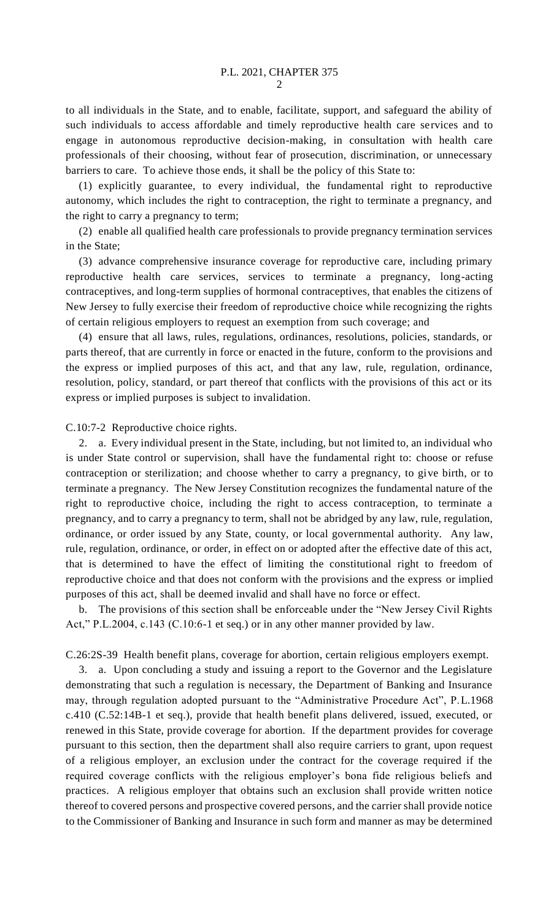to all individuals in the State, and to enable, facilitate, support, and safeguard the ability of such individuals to access affordable and timely reproductive health care services and to engage in autonomous reproductive decision-making, in consultation with health care professionals of their choosing, without fear of prosecution, discrimination, or unnecessary barriers to care. To achieve those ends, it shall be the policy of this State to:

(1) explicitly guarantee, to every individual, the fundamental right to reproductive autonomy, which includes the right to contraception, the right to terminate a pregnancy, and the right to carry a pregnancy to term;

(2) enable all qualified health care professionals to provide pregnancy termination services in the State;

(3) advance comprehensive insurance coverage for reproductive care, including primary reproductive health care services, services to terminate a pregnancy, long-acting contraceptives, and long-term supplies of hormonal contraceptives, that enables the citizens of New Jersey to fully exercise their freedom of reproductive choice while recognizing the rights of certain religious employers to request an exemption from such coverage; and

(4) ensure that all laws, rules, regulations, ordinances, resolutions, policies, standards, or parts thereof, that are currently in force or enacted in the future, conform to the provisions and the express or implied purposes of this act, and that any law, rule, regulation, ordinance, resolution, policy, standard, or part thereof that conflicts with the provisions of this act or its express or implied purposes is subject to invalidation.

C.10:7-2 Reproductive choice rights.

2. a. Every individual present in the State, including, but not limited to, an individual who is under State control or supervision, shall have the fundamental right to: choose or refuse contraception or sterilization; and choose whether to carry a pregnancy, to give birth, or to terminate a pregnancy. The New Jersey Constitution recognizes the fundamental nature of the right to reproductive choice, including the right to access contraception, to terminate a pregnancy, and to carry a pregnancy to term, shall not be abridged by any law, rule, regulation, ordinance, or order issued by any State, county, or local governmental authority. Any law, rule, regulation, ordinance, or order, in effect on or adopted after the effective date of this act, that is determined to have the effect of limiting the constitutional right to freedom of reproductive choice and that does not conform with the provisions and the express or implied purposes of this act, shall be deemed invalid and shall have no force or effect.

b. The provisions of this section shall be enforceable under the "New Jersey Civil Rights Act," P.L.2004, c.143 (C.10:6-1 et seq.) or in any other manner provided by law.

C.26:2S-39 Health benefit plans, coverage for abortion, certain religious employers exempt.

3. a. Upon concluding a study and issuing a report to the Governor and the Legislature demonstrating that such a regulation is necessary, the Department of Banking and Insurance may, through regulation adopted pursuant to the "Administrative Procedure Act", P.L.1968 c.410 (C.52:14B-1 et seq.), provide that health benefit plans delivered, issued, executed, or renewed in this State, provide coverage for abortion. If the department provides for coverage pursuant to this section, then the department shall also require carriers to grant, upon request of a religious employer, an exclusion under the contract for the coverage required if the required coverage conflicts with the religious employer's bona fide religious beliefs and practices. A religious employer that obtains such an exclusion shall provide written notice thereof to covered persons and prospective covered persons, and the carrier shall provide notice to the Commissioner of Banking and Insurance in such form and manner as may be determined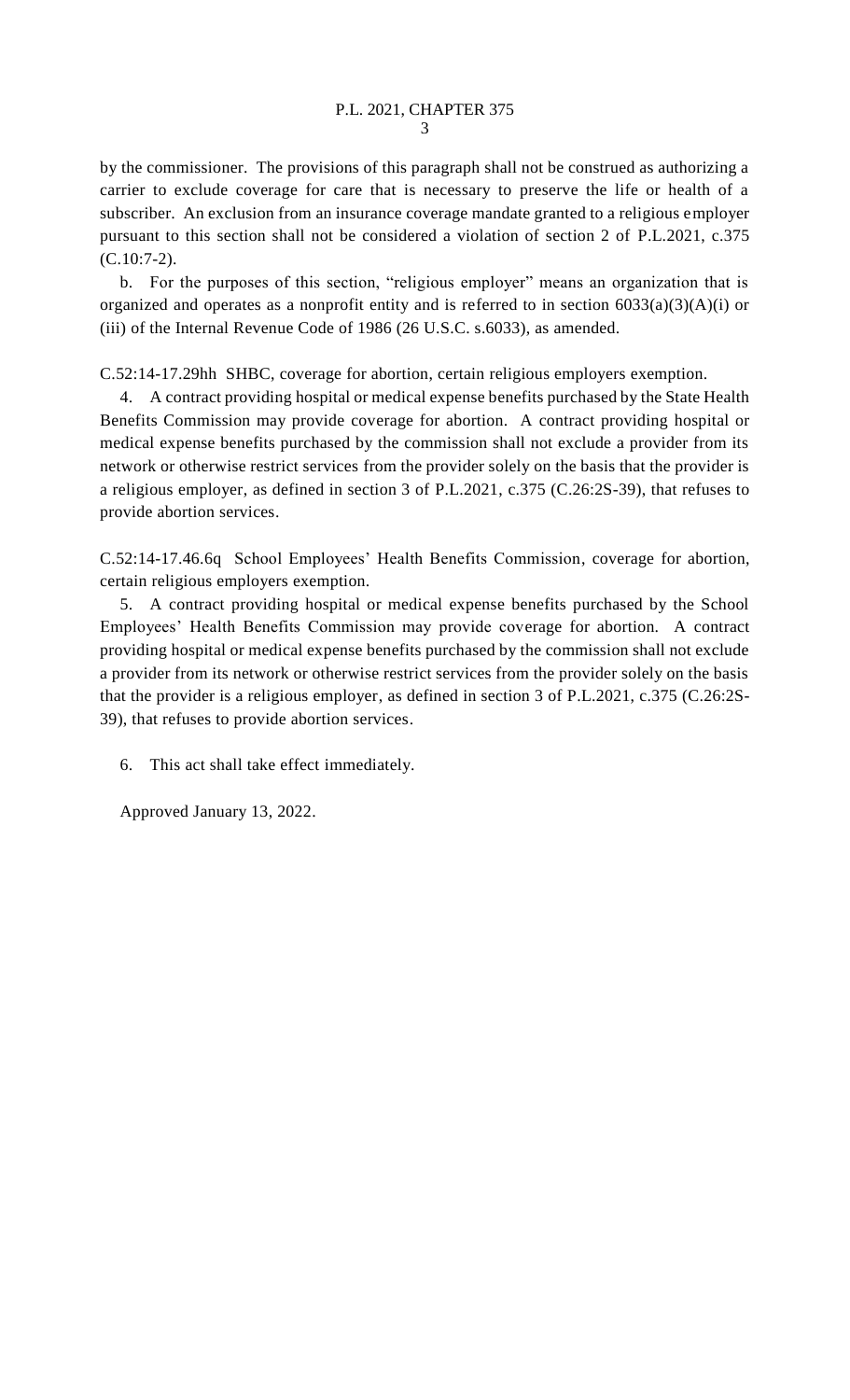by the commissioner. The provisions of this paragraph shall not be construed as authorizing a carrier to exclude coverage for care that is necessary to preserve the life or health of a subscriber. An exclusion from an insurance coverage mandate granted to a religious employer pursuant to this section shall not be considered a violation of section 2 of P.L.2021, c.375 (C.10:7-2).

b. For the purposes of this section, "religious employer" means an organization that is organized and operates as a nonprofit entity and is referred to in section 6033(a)(3)(A)(i) or (iii) of the Internal Revenue Code of 1986 (26 U.S.C. s.6033), as amended.

C.52:14-17.29hh SHBC, coverage for abortion, certain religious employers exemption.

4. A contract providing hospital or medical expense benefits purchased by the State Health Benefits Commission may provide coverage for abortion. A contract providing hospital or medical expense benefits purchased by the commission shall not exclude a provider from its network or otherwise restrict services from the provider solely on the basis that the provider is a religious employer, as defined in section 3 of P.L.2021, c.375 (C.26:2S-39), that refuses to provide abortion services.

C.52:14-17.46.6q School Employees' Health Benefits Commission, coverage for abortion, certain religious employers exemption.

5. A contract providing hospital or medical expense benefits purchased by the School Employees' Health Benefits Commission may provide coverage for abortion. A contract providing hospital or medical expense benefits purchased by the commission shall not exclude a provider from its network or otherwise restrict services from the provider solely on the basis that the provider is a religious employer, as defined in section 3 of P.L.2021, c.375 (C.26:2S-39), that refuses to provide abortion services.

6. This act shall take effect immediately.

Approved January 13, 2022.